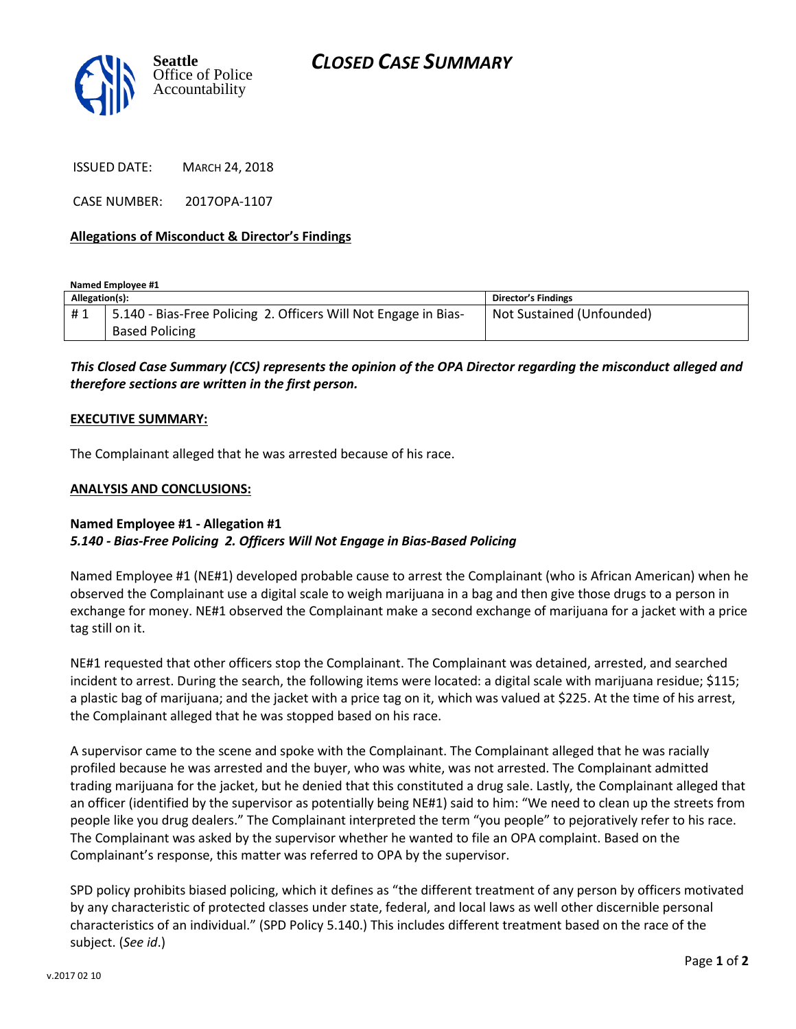Seattle Office of Police Accountability

# CLOSED CASE SUMMARY

ISSUED DATE: MARCH 24, 2018

CASE NUMBER: 2017OPA-1107

**Allegations of Misconduct & Director's Findings**

**Named Employee #1**

| Allegation(s): | | Director's Findings |
|---|---|---|
| # 1 | 5.140 - Bias-Free Policing 2. Officers Will Not Engage in Bias-Based Policing | Not Sustained (Unfounded) |

***This Closed Case Summary (CCS) represents the opinion of the OPA Director regarding the misconduct alleged and therefore sections are written in the first person.***

**EXECUTIVE SUMMARY:**

The Complainant alleged that he was arrested because of his race.

**ANALYSIS AND CONCLUSIONS:**

**Named Employee #1 - Allegation #1**
***5.140 - Bias-Free Policing 2. Officers Will Not Engage in Bias-Based Policing***

Named Employee #1 (NE#1) developed probable cause to arrest the Complainant (who is African American) when he observed the Complainant use a digital scale to weigh marijuana in a bag and then give those drugs to a person in exchange for money. NE#1 observed the Complainant make a second exchange of marijuana for a jacket with a price tag still on it.

NE#1 requested that other officers stop the Complainant. The Complainant was detained, arrested, and searched incident to arrest. During the search, the following items were located: a digital scale with marijuana residue; $115; a plastic bag of marijuana; and the jacket with a price tag on it, which was valued at $225. At the time of his arrest, the Complainant alleged that he was stopped based on his race.

A supervisor came to the scene and spoke with the Complainant. The Complainant alleged that he was racially profiled because he was arrested and the buyer, who was white, was not arrested. The Complainant admitted trading marijuana for the jacket, but he denied that this constituted a drug sale. Lastly, the Complainant alleged that an officer (identified by the supervisor as potentially being NE#1) said to him: "We need to clean up the streets from people like you drug dealers." The Complainant interpreted the term "you people" to pejoratively refer to his race. The Complainant was asked by the supervisor whether he wanted to file an OPA complaint. Based on the Complainant's response, this matter was referred to OPA by the supervisor.

SPD policy prohibits biased policing, which it defines as "the different treatment of any person by officers motivated by any characteristic of protected classes under state, federal, and local laws as well other discernible personal characteristics of an individual." (SPD Policy 5.140.) This includes different treatment based on the race of the subject. (*See id*.)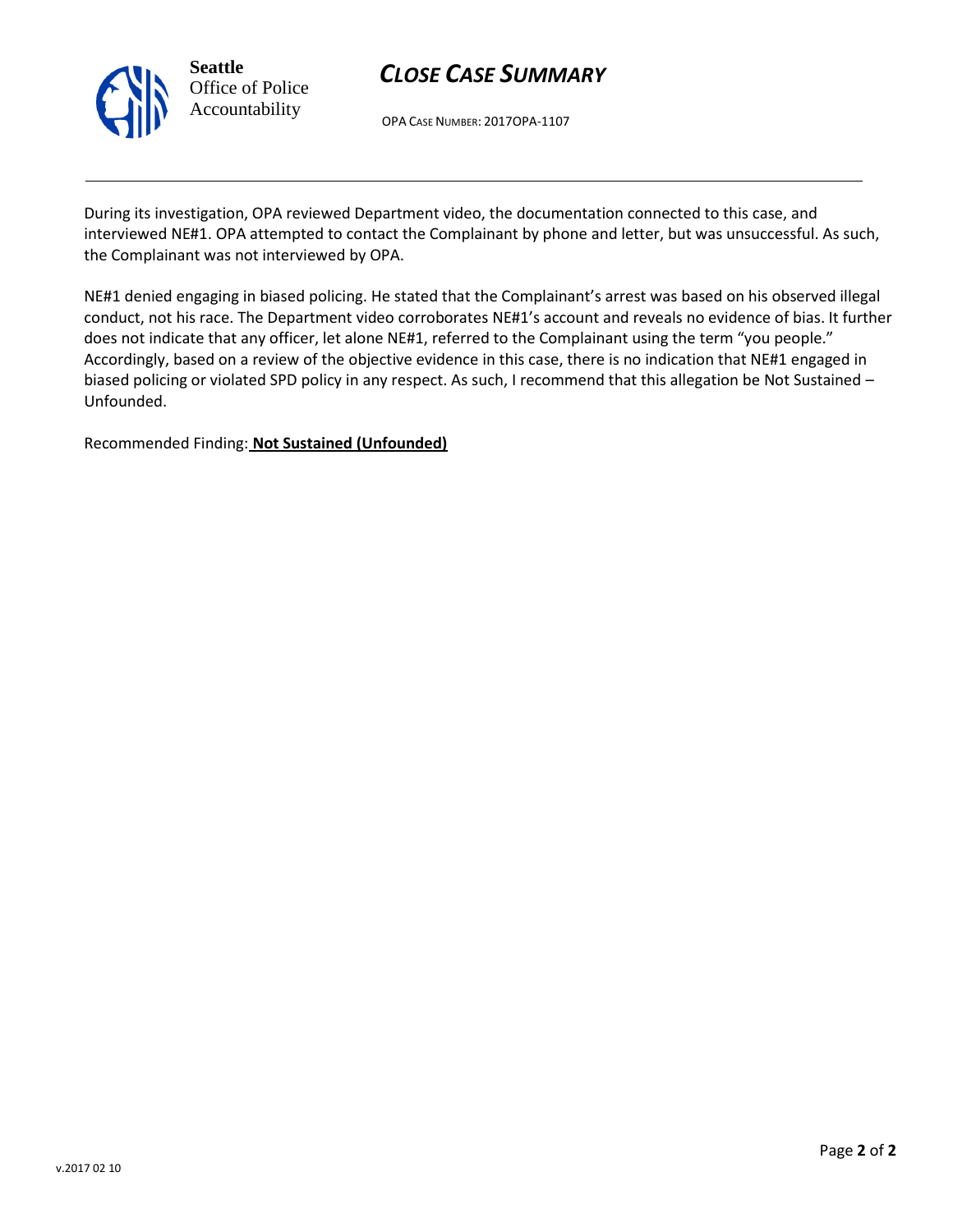During its investigation, OPA reviewed Department video, the documentation connected to this case, and interviewed NE#1. OPA attempted to contact the Complainant by phone and letter, but was unsuccessful. As such, the Complainant was not interviewed by OPA.

NE#1 denied engaging in biased policing. He stated that the Complainant's arrest was based on his observed illegal conduct, not his race. The Department video corroborates NE#1's account and reveals no evidence of bias. It further does not indicate that any officer, let alone NE#1, referred to the Complainant using the term "you people." Accordingly, based on a review of the objective evidence in this case, there is no indication that NE#1 engaged in biased policing or violated SPD policy in any respect. As such, I recommend that this allegation be Not Sustained – Unfounded.

Recommended Finding: **Not Sustained (Unfounded)**